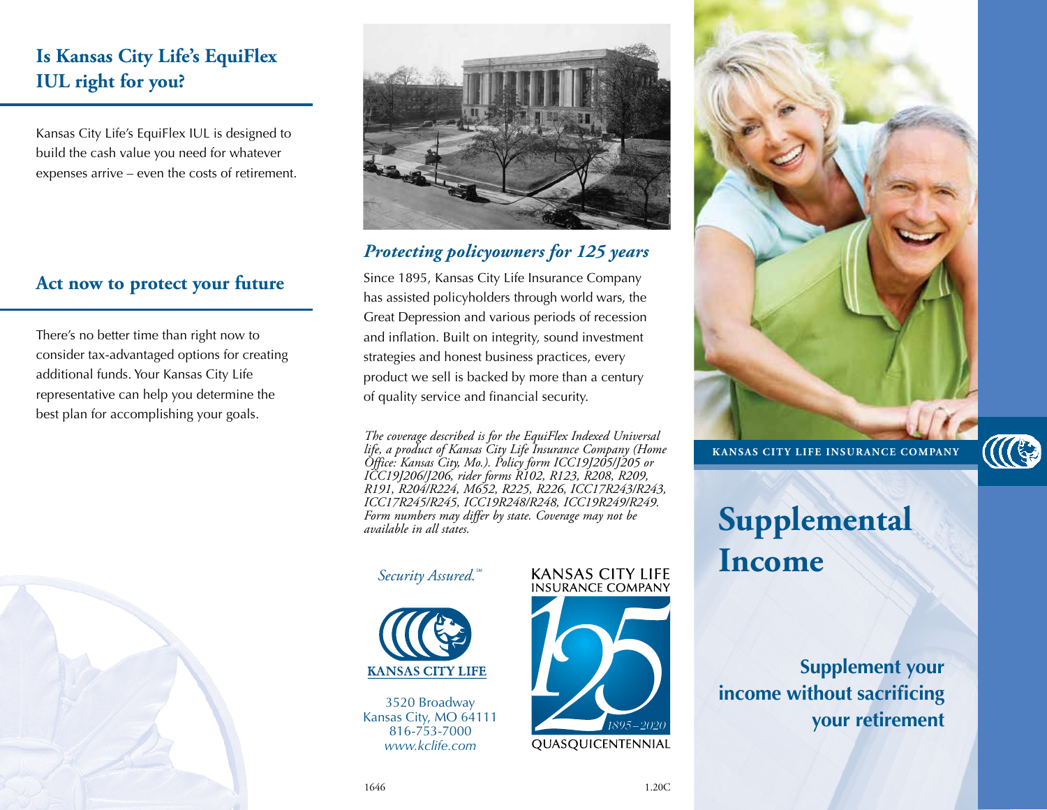## Is Kansas City Life's EquiFlex IUL right for you?

Kansas City Life's EquiFlex IUL is designed to build the cash value you need for whatever expenses arrive – even the costs of retirement.

## Act now to protect your future

There's no better time than right now to consider tax-advantaged options for creating additional funds. Your Kansas City Life representative can help you determine the best plan for accomplishing your goals.

### *Protecting policyowners for 125 years*

Since 1895, Kansas City Life Insurance Company has assisted policyholders through world wars, the Great Depression and various periods of recession and inflation. Built on integrity, sound investment strategies and honest business practices, every product we sell is backed by more than a century of quality service and financial security.

*The coverage described is for the EquiFlex Indexed Universal life, a product of Kansas City Life Insurance Company (Home Office: Kansas City, Mo.). Policy form ICC19J205/J205 or ICC19J206/J206, rider forms R102, R123, R208, R209, R191, R204/R224, M652, R225, R226, ICC17R243/R243, ICC17R245/R245, ICC19R248/R248, ICC19R249/R249. Form numbers may differ by state. Coverage may not be available in all states.*

*Security Assured.*℠

KANSAS CITY LIFE

3520 Broadway
Kansas City, MO 64111
816-753-7000
*www.kclife.com*

KANSAS CITY LIFE INSURANCE COMPANY
125
1895–2020
QUASQUICENTENNIAL

1646 1.20C

KANSAS CITY LIFE INSURANCE COMPANY

# Supplemental Income

**Supplement your income without sacrificing your retirement**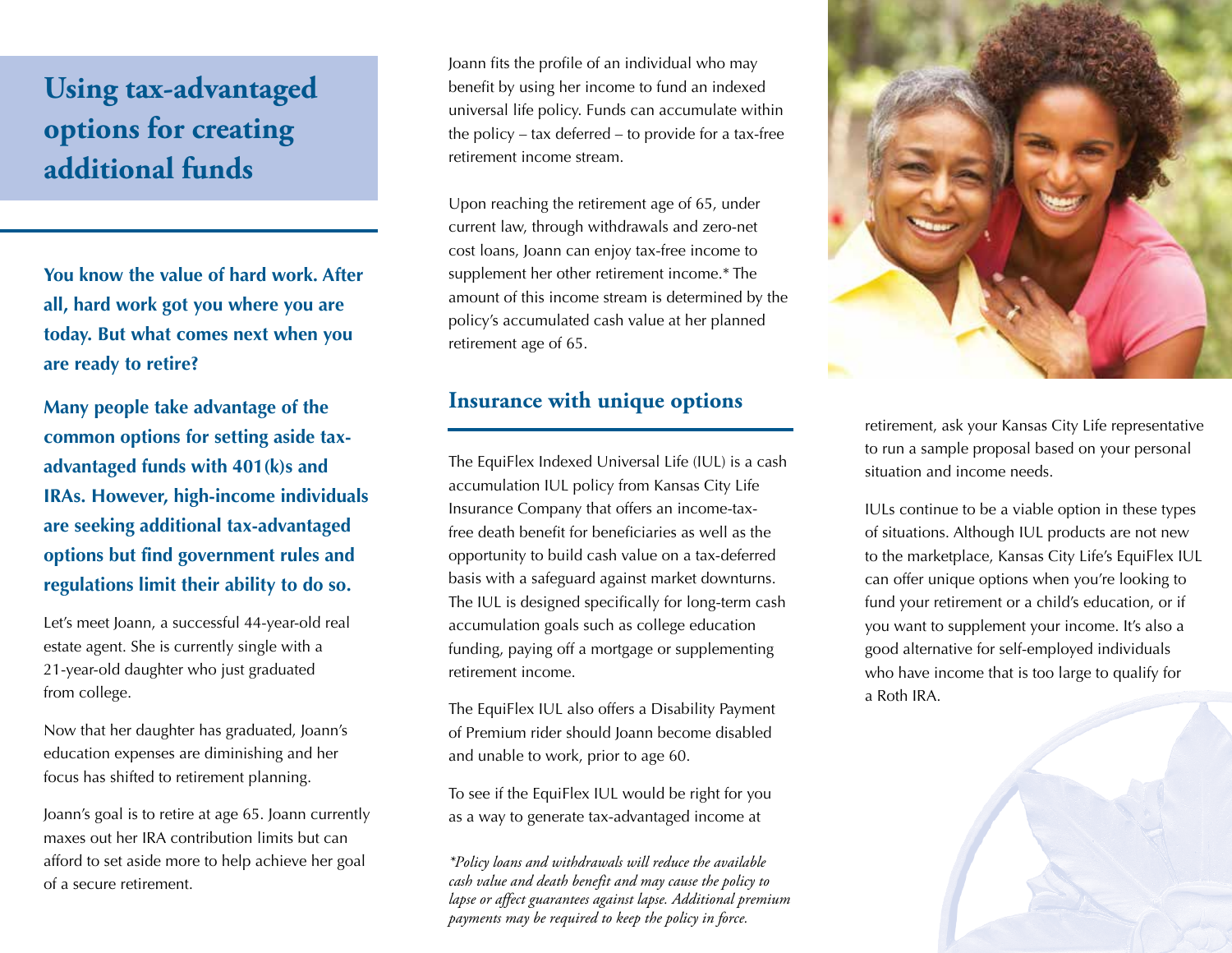# Using tax-advantaged options for creating additional funds

**You know the value of hard work. After all, hard work got you where you are today. But what comes next when you are ready to retire?**

**Many people take advantage of the common options for setting aside tax-advantaged funds with 401(k)s and IRAs. However, high-income individuals are seeking additional tax-advantaged options but find government rules and regulations limit their ability to do so.**

Let's meet Joann, a successful 44-year-old real estate agent. She is currently single with a 21-year-old daughter who just graduated from college.

Now that her daughter has graduated, Joann's education expenses are diminishing and her focus has shifted to retirement planning.

Joann's goal is to retire at age 65. Joann currently maxes out her IRA contribution limits but can afford to set aside more to help achieve her goal of a secure retirement.

Joann fits the profile of an individual who may benefit by using her income to fund an indexed universal life policy. Funds can accumulate within the policy – tax deferred – to provide for a tax-free retirement income stream.

Upon reaching the retirement age of 65, under current law, through withdrawals and zero-net cost loans, Joann can enjoy tax-free income to supplement her other retirement income.* The amount of this income stream is determined by the policy's accumulated cash value at her planned retirement age of 65.

## Insurance with unique options

The EquiFlex Indexed Universal Life (IUL) is a cash accumulation IUL policy from Kansas City Life Insurance Company that offers an income-tax-free death benefit for beneficiaries as well as the opportunity to build cash value on a tax-deferred basis with a safeguard against market downturns. The IUL is designed specifically for long-term cash accumulation goals such as college education funding, paying off a mortgage or supplementing retirement income.

The EquiFlex IUL also offers a Disability Payment of Premium rider should Joann become disabled and unable to work, prior to age 60.

To see if the EquiFlex IUL would be right for you as a way to generate tax-advantaged income at retirement, ask your Kansas City Life representative to run a sample proposal based on your personal situation and income needs.

IULs continue to be a viable option in these types of situations. Although IUL products are not new to the marketplace, Kansas City Life's EquiFlex IUL can offer unique options when you're looking to fund your retirement or a child's education, or if you want to supplement your income. It's also a good alternative for self-employed individuals who have income that is too large to qualify for a Roth IRA.

*\*Policy loans and withdrawals will reduce the available cash value and death benefit and may cause the policy to lapse or affect guarantees against lapse. Additional premium payments may be required to keep the policy in force.*